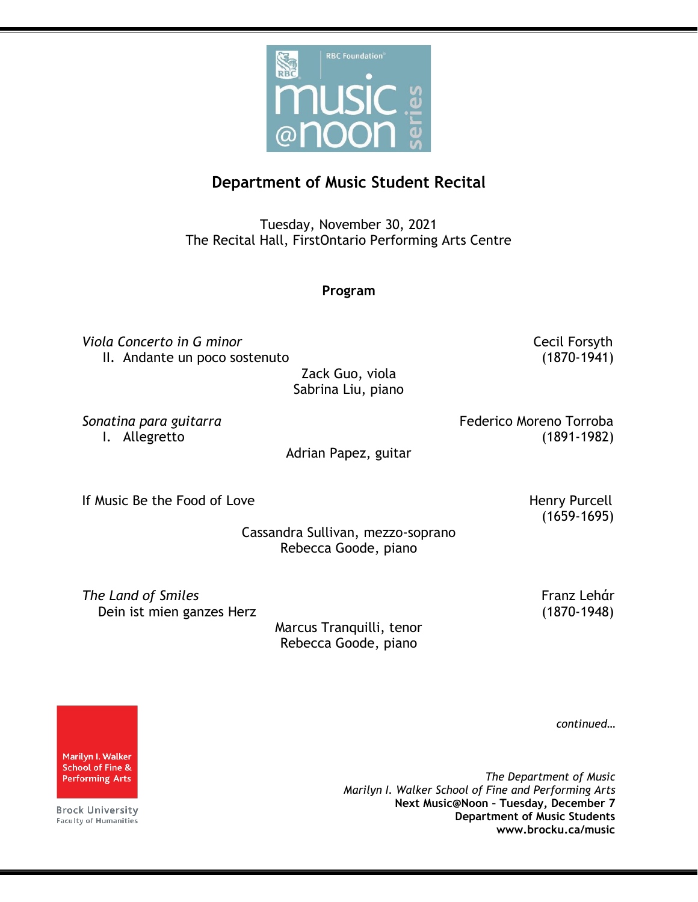RBC Foundation music @noon series

# Department of Music Student Recital

Tuesday, November 30, 2021
The Recital Hall, FirstOntario Performing Arts Centre

**Program**

*Viola Concerto in G minor* — Cecil Forsyth (1870-1941)
II. Andante un poco sostenuto

Zack Guo, viola
Sabrina Liu, piano

*Sonatina para guitarra* — Federico Moreno Torroba (1891-1982)
I. Allegretto

Adrian Papez, guitar

If Music Be the Food of Love — Henry Purcell (1659-1695)

Cassandra Sullivan, mezzo-soprano
Rebecca Goode, piano

*The Land of Smiles* — Franz Lehár (1870-1948)
Dein ist mien ganzes Herz

Marcus Tranquilli, tenor
Rebecca Goode, piano

*continued…*

Marilyn I. Walker School of Fine & Performing Arts
Brock University
Faculty of Humanities

*The Department of Music*
*Marilyn I. Walker School of Fine and Performing Arts*
**Next Music@Noon – Tuesday, December 7**
**Department of Music Students**
**www.brocku.ca/music**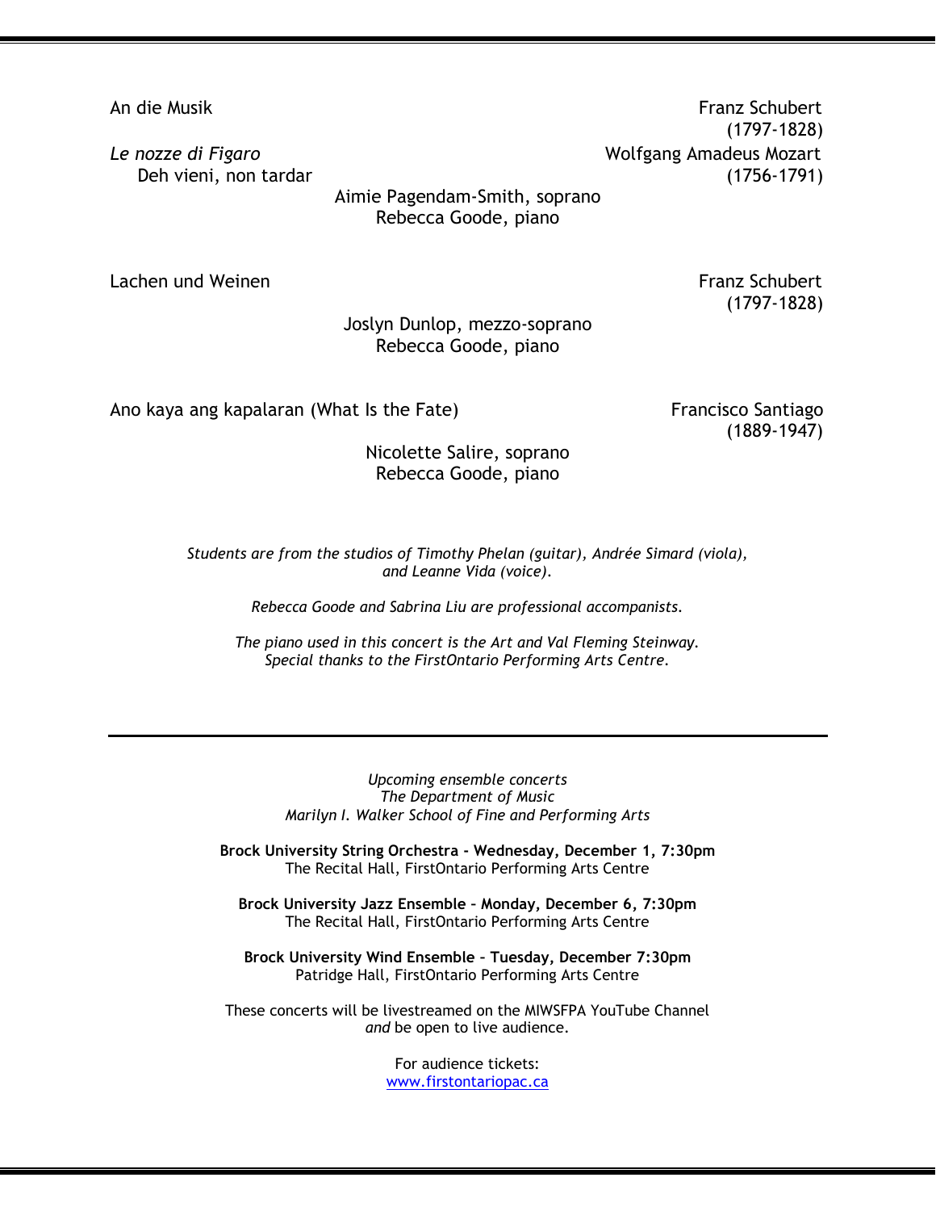An die Musik — Franz Schubert (1797-1828)

*Le nozze di Figaro*
Deh vieni, non tardar — Wolfgang Amadeus Mozart (1756-1791)

Aimie Pagendam-Smith, soprano
Rebecca Goode, piano

Lachen und Weinen — Franz Schubert (1797-1828)

Joslyn Dunlop, mezzo-soprano
Rebecca Goode, piano

Ano kaya ang kapalaran (What Is the Fate) — Francisco Santiago (1889-1947)

Nicolette Salire, soprano
Rebecca Goode, piano

*Students are from the studios of Timothy Phelan (guitar), Andrée Simard (viola), and Leanne Vida (voice).*

*Rebecca Goode and Sabrina Liu are professional accompanists.*

*The piano used in this concert is the Art and Val Fleming Steinway.*
*Special thanks to the FirstOntario Performing Arts Centre.*

---

*Upcoming ensemble concerts*
*The Department of Music*
*Marilyn I. Walker School of Fine and Performing Arts*

**Brock University String Orchestra - Wednesday, December 1, 7:30pm**
The Recital Hall, FirstOntario Performing Arts Centre

**Brock University Jazz Ensemble – Monday, December 6, 7:30pm**
The Recital Hall, FirstOntario Performing Arts Centre

**Brock University Wind Ensemble – Tuesday, December 7:30pm**
Patridge Hall, FirstOntario Performing Arts Centre

These concerts will be livestreamed on the MIWSFPA YouTube Channel *and* be open to live audience.

For audience tickets:
www.firstontariopac.ca